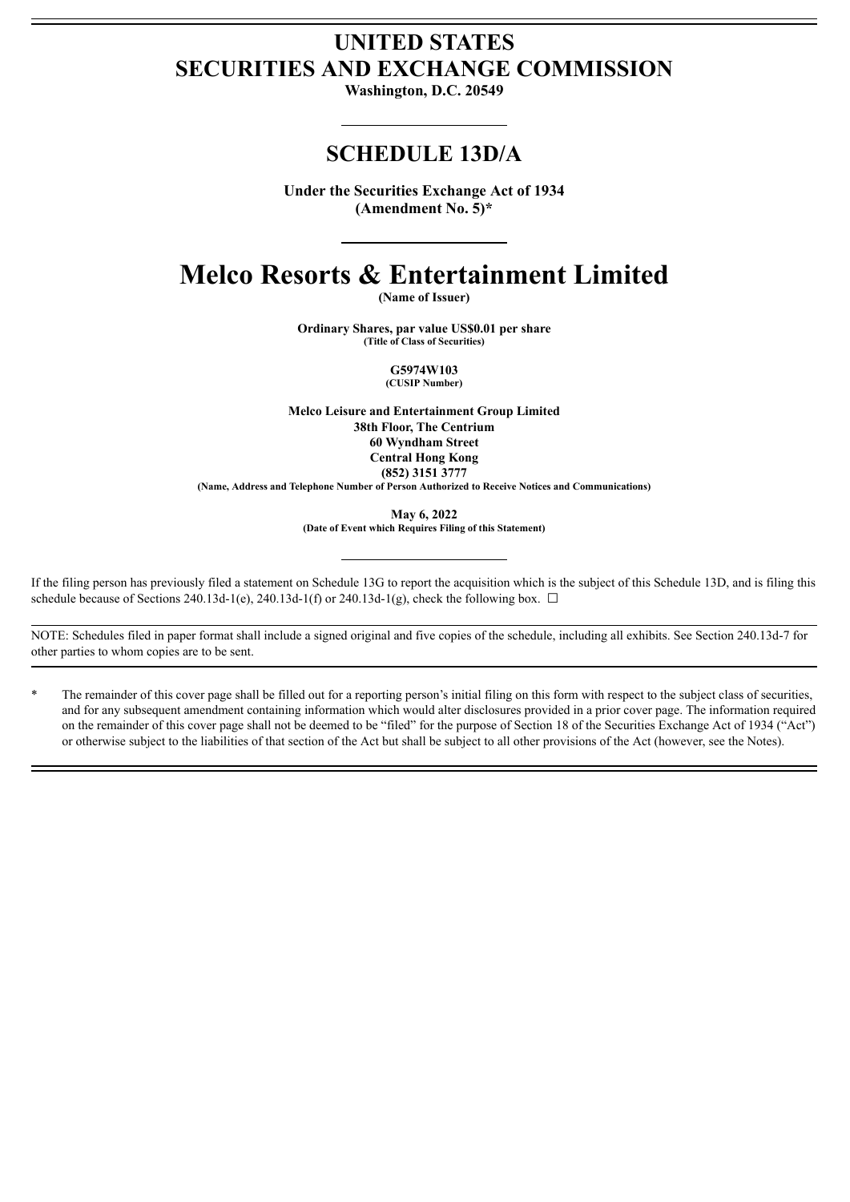# UNITED STATES
# SECURITIES AND EXCHANGE COMMISSION

**Washington, D.C. 20549**

---

## SCHEDULE 13D/A

**Under the Securities Exchange Act of 1934**
**(Amendment No. 5)***

---

# Melco Resorts & Entertainment Limited

**(Name of Issuer)**

**Ordinary Shares, par value US$0.01 per share**
**(Title of Class of Securities)**

**G5974W103**
**(CUSIP Number)**

**Melco Leisure and Entertainment Group Limited**
**38th Floor, The Centrium**
**60 Wyndham Street**
**Central Hong Kong**
**(852) 3151 3777**
**(Name, Address and Telephone Number of Person Authorized to Receive Notices and Communications)**

**May 6, 2022**
**(Date of Event which Requires Filing of this Statement)**

---

If the filing person has previously filed a statement on Schedule 13G to report the acquisition which is the subject of this Schedule 13D, and is filing this schedule because of Sections 240.13d-1(e), 240.13d-1(f) or 240.13d-1(g), check the following box. ☐

NOTE: Schedules filed in paper format shall include a signed original and five copies of the schedule, including all exhibits. See Section 240.13d-7 for other parties to whom copies are to be sent.

\* The remainder of this cover page shall be filled out for a reporting person's initial filing on this form with respect to the subject class of securities, and for any subsequent amendment containing information which would alter disclosures provided in a prior cover page. The information required on the remainder of this cover page shall not be deemed to be "filed" for the purpose of Section 18 of the Securities Exchange Act of 1934 ("Act") or otherwise subject to the liabilities of that section of the Act but shall be subject to all other provisions of the Act (however, see the Notes).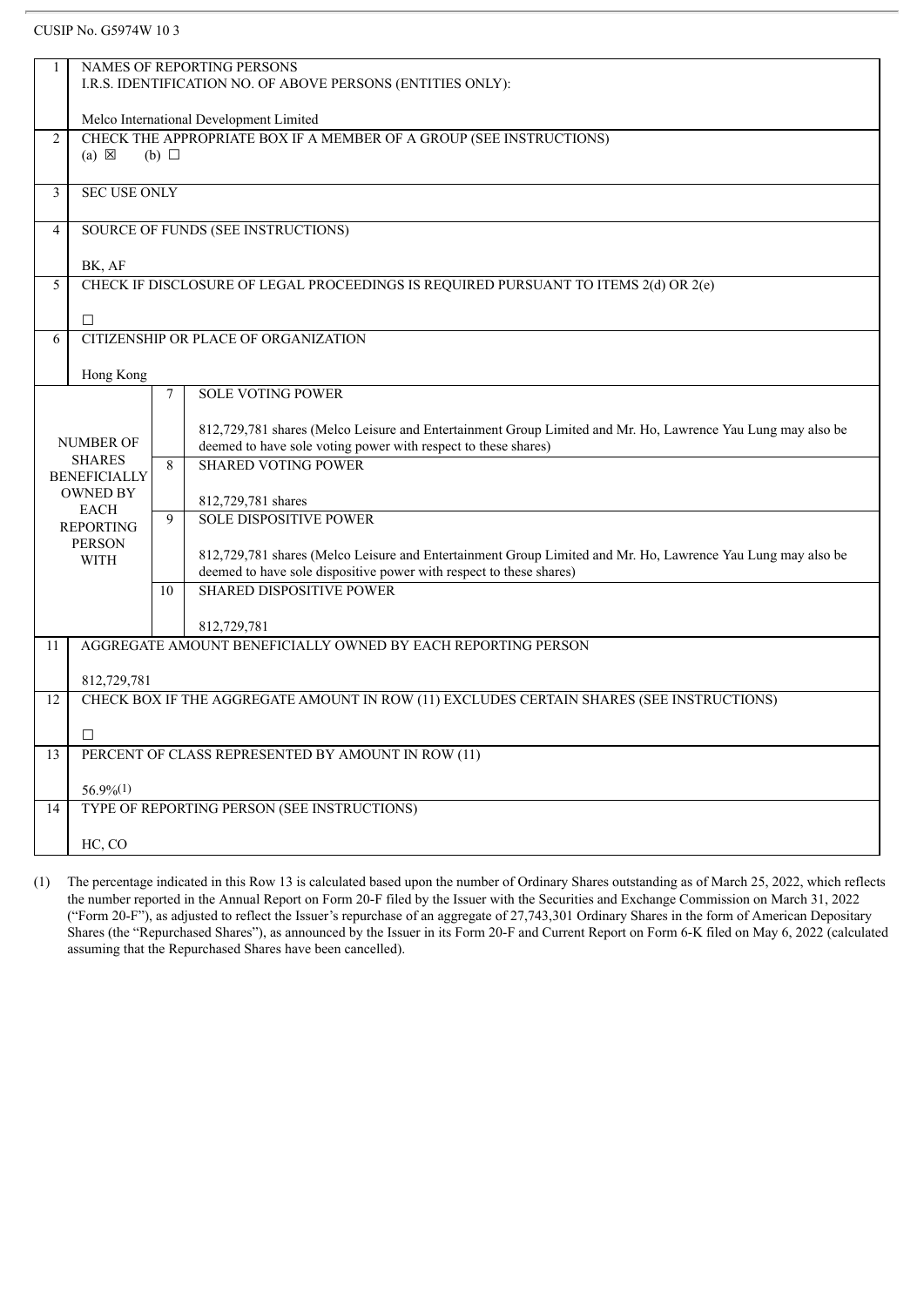CUSIP No. G5974W 10 3

| | | | |
|---|---|---|---|
| 1 | NAMES OF REPORTING PERSONS<br>I.R.S. IDENTIFICATION NO. OF ABOVE PERSONS (ENTITIES ONLY):<br><br>Melco International Development Limited | | |
| 2 | CHECK THE APPROPRIATE BOX IF A MEMBER OF A GROUP (SEE INSTRUCTIONS)<br>(a) ☒ (b) ☐ | | |
| 3 | SEC USE ONLY | | |
| 4 | SOURCE OF FUNDS (SEE INSTRUCTIONS)<br><br>BK, AF | | |
| 5 | CHECK IF DISCLOSURE OF LEGAL PROCEEDINGS IS REQUIRED PURSUANT TO ITEMS 2(d) OR 2(e)<br><br>☐ | | |
| 6 | CITIZENSHIP OR PLACE OF ORGANIZATION<br><br>Hong Kong | | |
| NUMBER OF SHARES BENEFICIALLY OWNED BY EACH REPORTING PERSON WITH | | 7 | SOLE VOTING POWER<br><br>812,729,781 shares (Melco Leisure and Entertainment Group Limited and Mr. Ho, Lawrence Yau Lung may also be deemed to have sole voting power with respect to these shares) |
| | | 8 | SHARED VOTING POWER<br><br>812,729,781 shares |
| | | 9 | SOLE DISPOSITIVE POWER<br><br>812,729,781 shares (Melco Leisure and Entertainment Group Limited and Mr. Ho, Lawrence Yau Lung may also be deemed to have sole dispositive power with respect to these shares) |
| | | 10 | SHARED DISPOSITIVE POWER<br><br>812,729,781 |
| 11 | AGGREGATE AMOUNT BENEFICIALLY OWNED BY EACH REPORTING PERSON<br><br>812,729,781 | | |
| 12 | CHECK BOX IF THE AGGREGATE AMOUNT IN ROW (11) EXCLUDES CERTAIN SHARES (SEE INSTRUCTIONS)<br><br>☐ | | |
| 13 | PERCENT OF CLASS REPRESENTED BY AMOUNT IN ROW (11)<br><br>56.9%(1) | | |
| 14 | TYPE OF REPORTING PERSON (SEE INSTRUCTIONS)<br><br>HC, CO | | |

(1) The percentage indicated in this Row 13 is calculated based upon the number of Ordinary Shares outstanding as of March 25, 2022, which reflects the number reported in the Annual Report on Form 20-F filed by the Issuer with the Securities and Exchange Commission on March 31, 2022 ("Form 20-F"), as adjusted to reflect the Issuer's repurchase of an aggregate of 27,743,301 Ordinary Shares in the form of American Depositary Shares (the "Repurchased Shares"), as announced by the Issuer in its Form 20-F and Current Report on Form 6-K filed on May 6, 2022 (calculated assuming that the Repurchased Shares have been cancelled).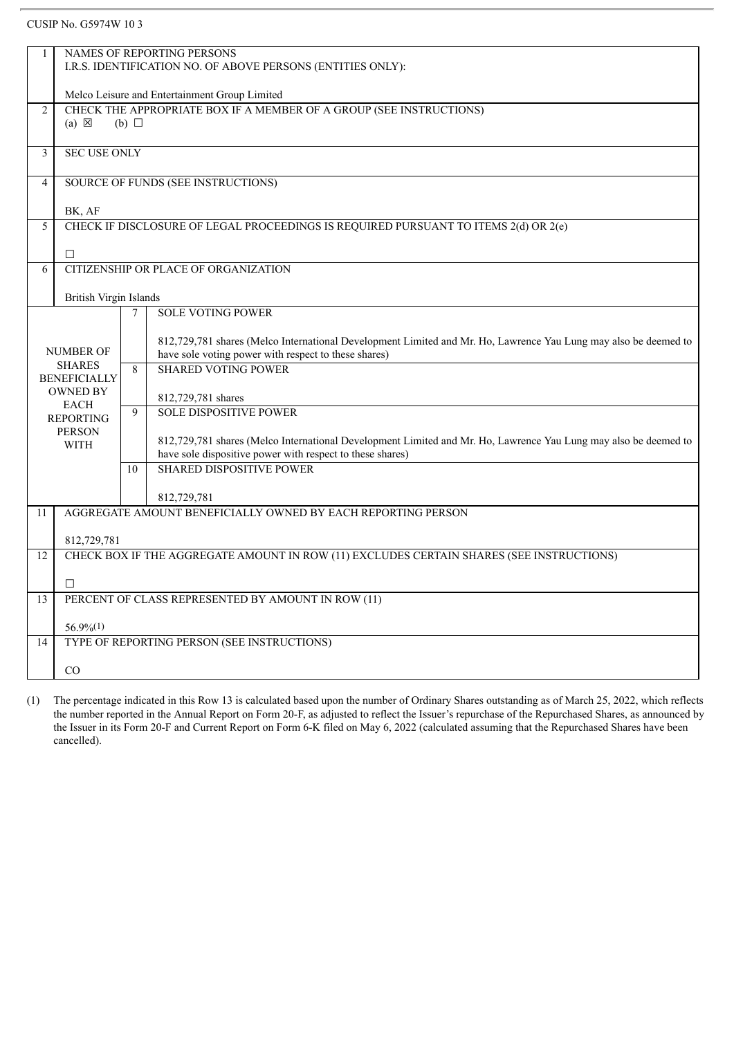CUSIP No. G5974W 10 3

| | | | |
|---|---|---|---|
| 1 | NAMES OF REPORTING PERSONS<br>I.R.S. IDENTIFICATION NO. OF ABOVE PERSONS (ENTITIES ONLY):<br><br>Melco Leisure and Entertainment Group Limited | | |
| 2 | CHECK THE APPROPRIATE BOX IF A MEMBER OF A GROUP (SEE INSTRUCTIONS)<br>(a) ☒ (b) ☐ | | |
| 3 | SEC USE ONLY | | |
| 4 | SOURCE OF FUNDS (SEE INSTRUCTIONS)<br><br>BK, AF | | |
| 5 | CHECK IF DISCLOSURE OF LEGAL PROCEEDINGS IS REQUIRED PURSUANT TO ITEMS 2(d) OR 2(e)<br><br>☐ | | |
| 6 | CITIZENSHIP OR PLACE OF ORGANIZATION<br><br>British Virgin Islands | | |
| NUMBER OF SHARES BENEFICIALLY OWNED BY EACH REPORTING PERSON WITH | | 7 | SOLE VOTING POWER<br><br>812,729,781 shares (Melco International Development Limited and Mr. Ho, Lawrence Yau Lung may also be deemed to have sole voting power with respect to these shares) |
| | | 8 | SHARED VOTING POWER<br><br>812,729,781 shares |
| | | 9 | SOLE DISPOSITIVE POWER<br><br>812,729,781 shares (Melco International Development Limited and Mr. Ho, Lawrence Yau Lung may also be deemed to have sole dispositive power with respect to these shares) |
| | | 10 | SHARED DISPOSITIVE POWER<br><br>812,729,781 |
| 11 | AGGREGATE AMOUNT BENEFICIALLY OWNED BY EACH REPORTING PERSON<br><br>812,729,781 | | |
| 12 | CHECK BOX IF THE AGGREGATE AMOUNT IN ROW (11) EXCLUDES CERTAIN SHARES (SEE INSTRUCTIONS)<br><br>☐ | | |
| 13 | PERCENT OF CLASS REPRESENTED BY AMOUNT IN ROW (11)<br><br>56.9%(1) | | |
| 14 | TYPE OF REPORTING PERSON (SEE INSTRUCTIONS)<br><br>CO | | |

(1) The percentage indicated in this Row 13 is calculated based upon the number of Ordinary Shares outstanding as of March 25, 2022, which reflects the number reported in the Annual Report on Form 20-F, as adjusted to reflect the Issuer's repurchase of the Repurchased Shares, as announced by the Issuer in its Form 20-F and Current Report on Form 6-K filed on May 6, 2022 (calculated assuming that the Repurchased Shares have been cancelled).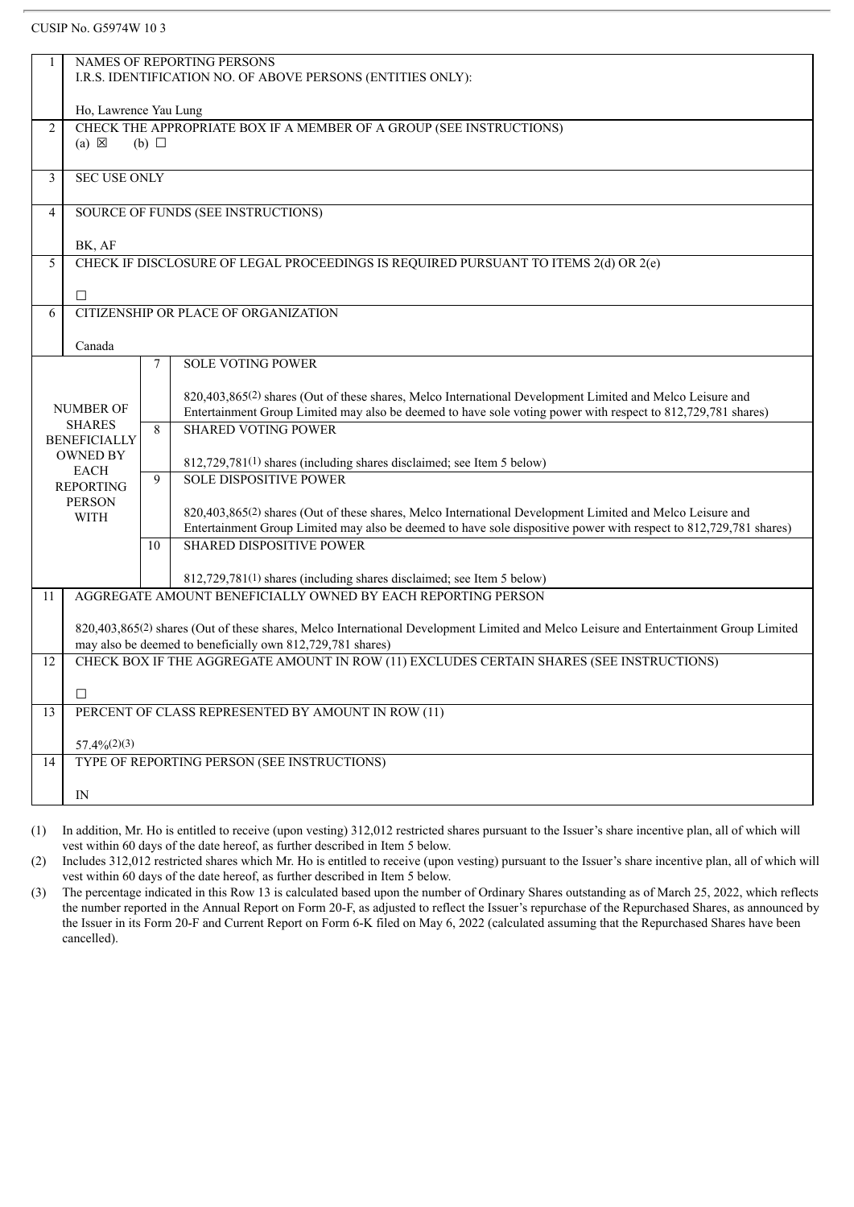CUSIP No. G5974W 10 3

| | | | |
|---|---|---|---|
| 1 | NAMES OF REPORTING PERSONS<br>I.R.S. IDENTIFICATION NO. OF ABOVE PERSONS (ENTITIES ONLY):<br><br>Ho, Lawrence Yau Lung | | |
| 2 | CHECK THE APPROPRIATE BOX IF A MEMBER OF A GROUP (SEE INSTRUCTIONS)<br>(a) ☒ (b) ☐ | | |
| 3 | SEC USE ONLY | | |
| 4 | SOURCE OF FUNDS (SEE INSTRUCTIONS)<br><br>BK, AF | | |
| 5 | CHECK IF DISCLOSURE OF LEGAL PROCEEDINGS IS REQUIRED PURSUANT TO ITEMS 2(d) OR 2(e)<br><br>☐ | | |
| 6 | CITIZENSHIP OR PLACE OF ORGANIZATION<br><br>Canada | | |
| NUMBER OF SHARES BENEFICIALLY OWNED BY EACH REPORTING PERSON WITH | | 7 | SOLE VOTING POWER<br><br>820,403,865(2) shares (Out of these shares, Melco International Development Limited and Melco Leisure and Entertainment Group Limited may also be deemed to have sole voting power with respect to 812,729,781 shares) |
| | | 8 | SHARED VOTING POWER<br><br>812,729,781(1) shares (including shares disclaimed; see Item 5 below) |
| | | 9 | SOLE DISPOSITIVE POWER<br><br>820,403,865(2) shares (Out of these shares, Melco International Development Limited and Melco Leisure and Entertainment Group Limited may also be deemed to have sole dispositive power with respect to 812,729,781 shares) |
| | | 10 | SHARED DISPOSITIVE POWER<br><br>812,729,781(1) shares (including shares disclaimed; see Item 5 below) |
| 11 | AGGREGATE AMOUNT BENEFICIALLY OWNED BY EACH REPORTING PERSON<br><br>820,403,865(2) shares (Out of these shares, Melco International Development Limited and Melco Leisure and Entertainment Group Limited may also be deemed to beneficially own 812,729,781 shares) | | |
| 12 | CHECK BOX IF THE AGGREGATE AMOUNT IN ROW (11) EXCLUDES CERTAIN SHARES (SEE INSTRUCTIONS)<br><br>☐ | | |
| 13 | PERCENT OF CLASS REPRESENTED BY AMOUNT IN ROW (11)<br><br>57.4%(2)(3) | | |
| 14 | TYPE OF REPORTING PERSON (SEE INSTRUCTIONS)<br><br>IN | | |

(1) In addition, Mr. Ho is entitled to receive (upon vesting) 312,012 restricted shares pursuant to the Issuer's share incentive plan, all of which will vest within 60 days of the date hereof, as further described in Item 5 below.

(2) Includes 312,012 restricted shares which Mr. Ho is entitled to receive (upon vesting) pursuant to the Issuer's share incentive plan, all of which will vest within 60 days of the date hereof, as further described in Item 5 below.

(3) The percentage indicated in this Row 13 is calculated based upon the number of Ordinary Shares outstanding as of March 25, 2022, which reflects the number reported in the Annual Report on Form 20-F, as adjusted to reflect the Issuer's repurchase of the Repurchased Shares, as announced by the Issuer in its Form 20-F and Current Report on Form 6-K filed on May 6, 2022 (calculated assuming that the Repurchased Shares have been cancelled).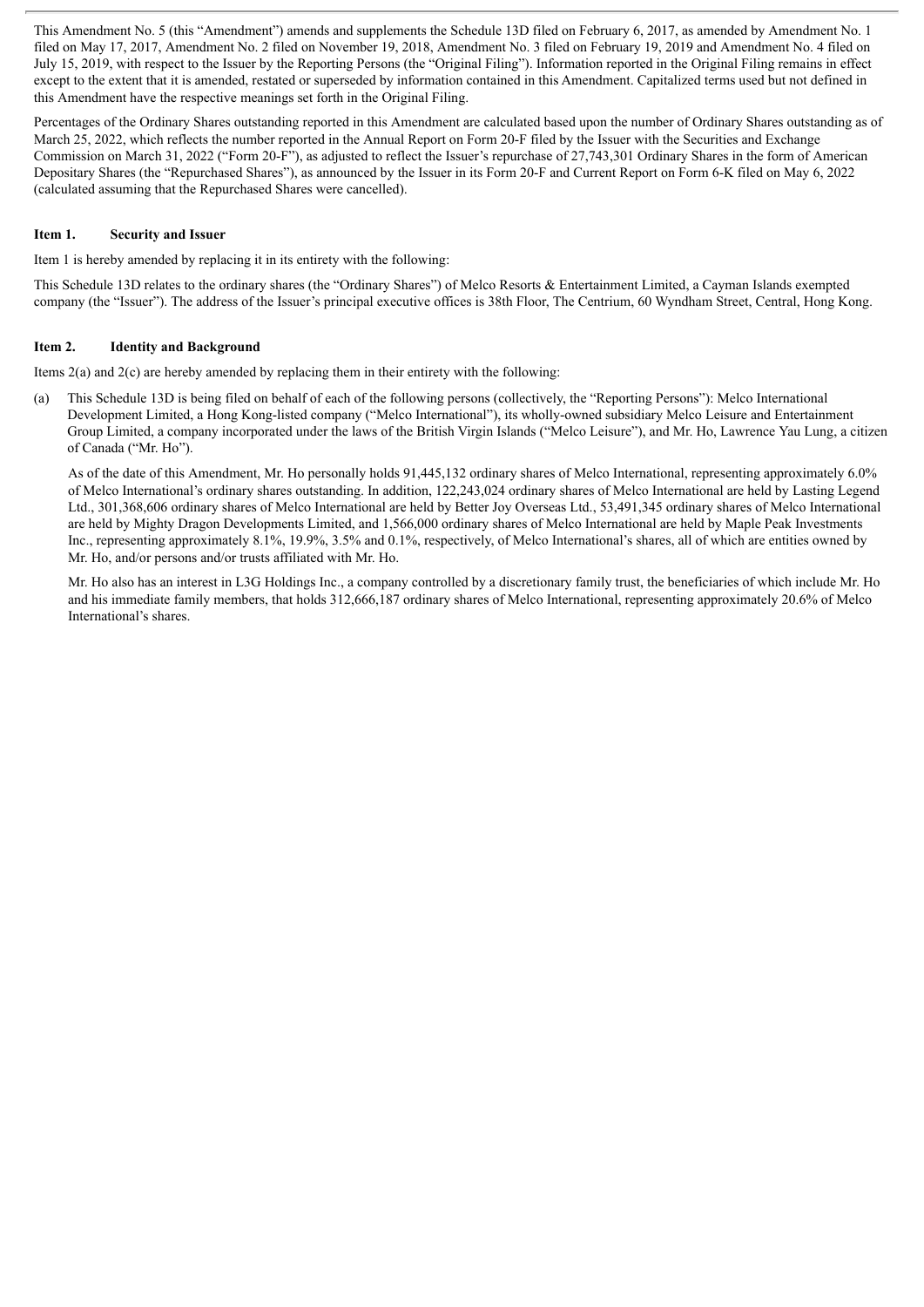This Amendment No. 5 (this "Amendment") amends and supplements the Schedule 13D filed on February 6, 2017, as amended by Amendment No. 1 filed on May 17, 2017, Amendment No. 2 filed on November 19, 2018, Amendment No. 3 filed on February 19, 2019 and Amendment No. 4 filed on July 15, 2019, with respect to the Issuer by the Reporting Persons (the "Original Filing"). Information reported in the Original Filing remains in effect except to the extent that it is amended, restated or superseded by information contained in this Amendment. Capitalized terms used but not defined in this Amendment have the respective meanings set forth in the Original Filing.

Percentages of the Ordinary Shares outstanding reported in this Amendment are calculated based upon the number of Ordinary Shares outstanding as of March 25, 2022, which reflects the number reported in the Annual Report on Form 20-F filed by the Issuer with the Securities and Exchange Commission on March 31, 2022 ("Form 20-F"), as adjusted to reflect the Issuer's repurchase of 27,743,301 Ordinary Shares in the form of American Depositary Shares (the "Repurchased Shares"), as announced by the Issuer in its Form 20-F and Current Report on Form 6-K filed on May 6, 2022 (calculated assuming that the Repurchased Shares were cancelled).

## Item 1. Security and Issuer

Item 1 is hereby amended by replacing it in its entirety with the following:

This Schedule 13D relates to the ordinary shares (the "Ordinary Shares") of Melco Resorts & Entertainment Limited, a Cayman Islands exempted company (the "Issuer"). The address of the Issuer's principal executive offices is 38th Floor, The Centrium, 60 Wyndham Street, Central, Hong Kong.

## Item 2. Identity and Background

Items 2(a) and 2(c) are hereby amended by replacing them in their entirety with the following:

(a) This Schedule 13D is being filed on behalf of each of the following persons (collectively, the "Reporting Persons"): Melco International Development Limited, a Hong Kong-listed company ("Melco International"), its wholly-owned subsidiary Melco Leisure and Entertainment Group Limited, a company incorporated under the laws of the British Virgin Islands ("Melco Leisure"), and Mr. Ho, Lawrence Yau Lung, a citizen of Canada ("Mr. Ho").

As of the date of this Amendment, Mr. Ho personally holds 91,445,132 ordinary shares of Melco International, representing approximately 6.0% of Melco International's ordinary shares outstanding. In addition, 122,243,024 ordinary shares of Melco International are held by Lasting Legend Ltd., 301,368,606 ordinary shares of Melco International are held by Better Joy Overseas Ltd., 53,491,345 ordinary shares of Melco International are held by Mighty Dragon Developments Limited, and 1,566,000 ordinary shares of Melco International are held by Maple Peak Investments Inc., representing approximately 8.1%, 19.9%, 3.5% and 0.1%, respectively, of Melco International's shares, all of which are entities owned by Mr. Ho, and/or persons and/or trusts affiliated with Mr. Ho.

Mr. Ho also has an interest in L3G Holdings Inc., a company controlled by a discretionary family trust, the beneficiaries of which include Mr. Ho and his immediate family members, that holds 312,666,187 ordinary shares of Melco International, representing approximately 20.6% of Melco International's shares.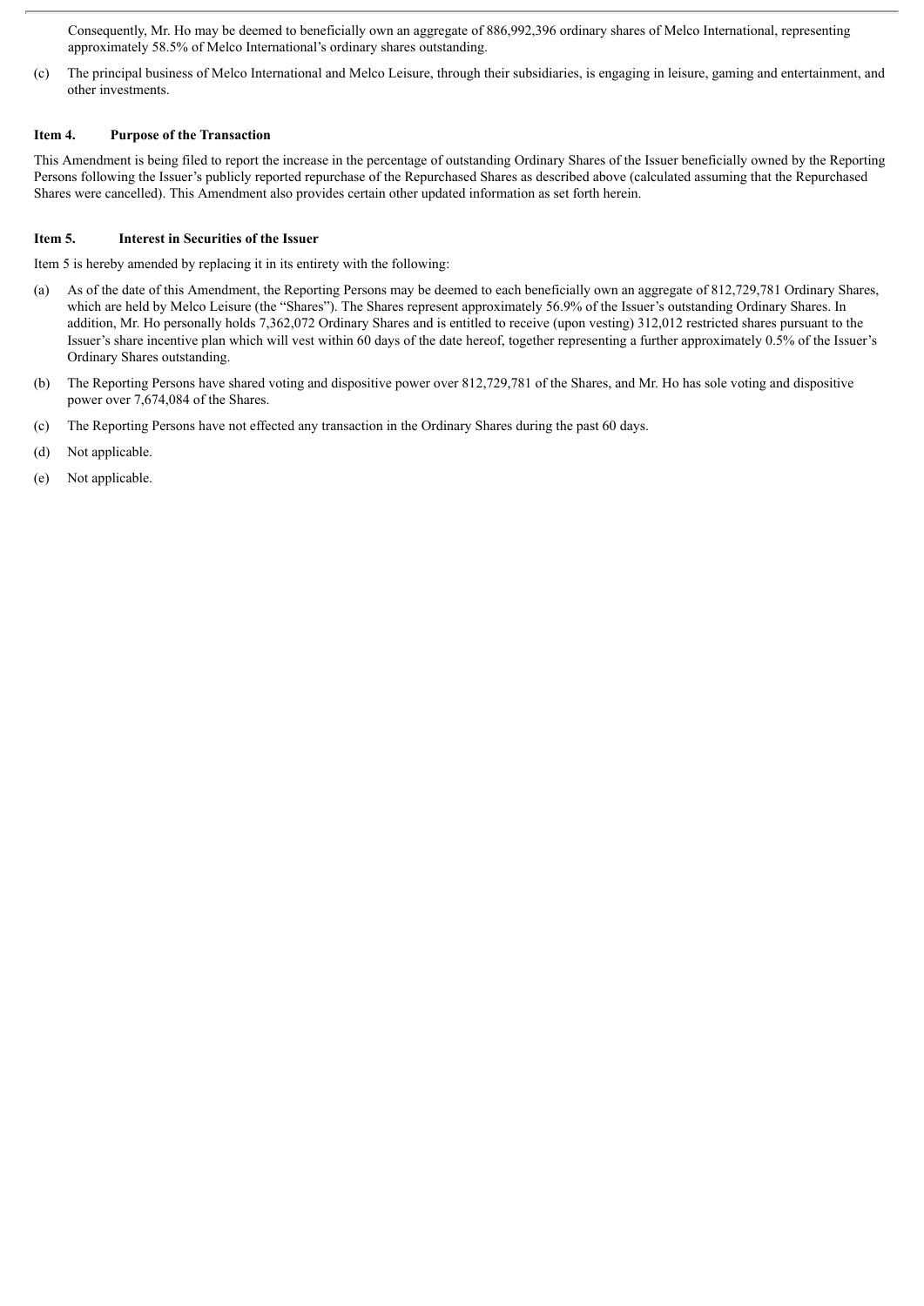Consequently, Mr. Ho may be deemed to beneficially own an aggregate of 886,992,396 ordinary shares of Melco International, representing approximately 58.5% of Melco International's ordinary shares outstanding.

(c) The principal business of Melco International and Melco Leisure, through their subsidiaries, is engaging in leisure, gaming and entertainment, and other investments.

### Item 4. Purpose of the Transaction

This Amendment is being filed to report the increase in the percentage of outstanding Ordinary Shares of the Issuer beneficially owned by the Reporting Persons following the Issuer's publicly reported repurchase of the Repurchased Shares as described above (calculated assuming that the Repurchased Shares were cancelled). This Amendment also provides certain other updated information as set forth herein.

### Item 5. Interest in Securities of the Issuer

Item 5 is hereby amended by replacing it in its entirety with the following:

(a) As of the date of this Amendment, the Reporting Persons may be deemed to each beneficially own an aggregate of 812,729,781 Ordinary Shares, which are held by Melco Leisure (the "Shares"). The Shares represent approximately 56.9% of the Issuer's outstanding Ordinary Shares. In addition, Mr. Ho personally holds 7,362,072 Ordinary Shares and is entitled to receive (upon vesting) 312,012 restricted shares pursuant to the Issuer's share incentive plan which will vest within 60 days of the date hereof, together representing a further approximately 0.5% of the Issuer's Ordinary Shares outstanding.

(b) The Reporting Persons have shared voting and dispositive power over 812,729,781 of the Shares, and Mr. Ho has sole voting and dispositive power over 7,674,084 of the Shares.

(c) The Reporting Persons have not effected any transaction in the Ordinary Shares during the past 60 days.

(d) Not applicable.

(e) Not applicable.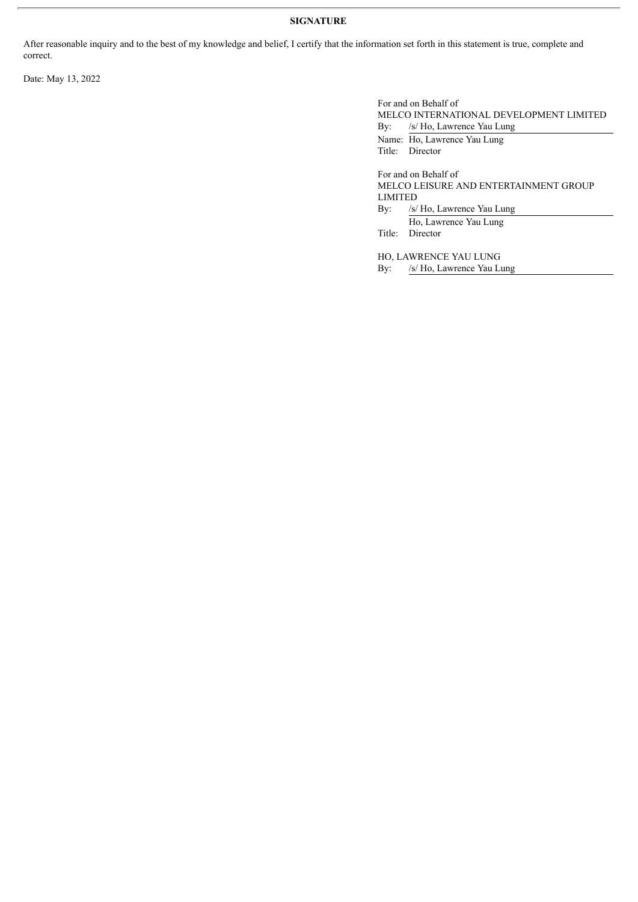**SIGNATURE**

After reasonable inquiry and to the best of my knowledge and belief, I certify that the information set forth in this statement is true, complete and correct.

Date: May 13, 2022

For and on Behalf of
MELCO INTERNATIONAL DEVELOPMENT LIMITED

By: /s/ Ho, Lawrence Yau Lung
Name: Ho, Lawrence Yau Lung
Title: Director

For and on Behalf of
MELCO LEISURE AND ENTERTAINMENT GROUP LIMITED

By: /s/ Ho, Lawrence Yau Lung
Ho, Lawrence Yau Lung
Title: Director

HO, LAWRENCE YAU LUNG

By: /s/ Ho, Lawrence Yau Lung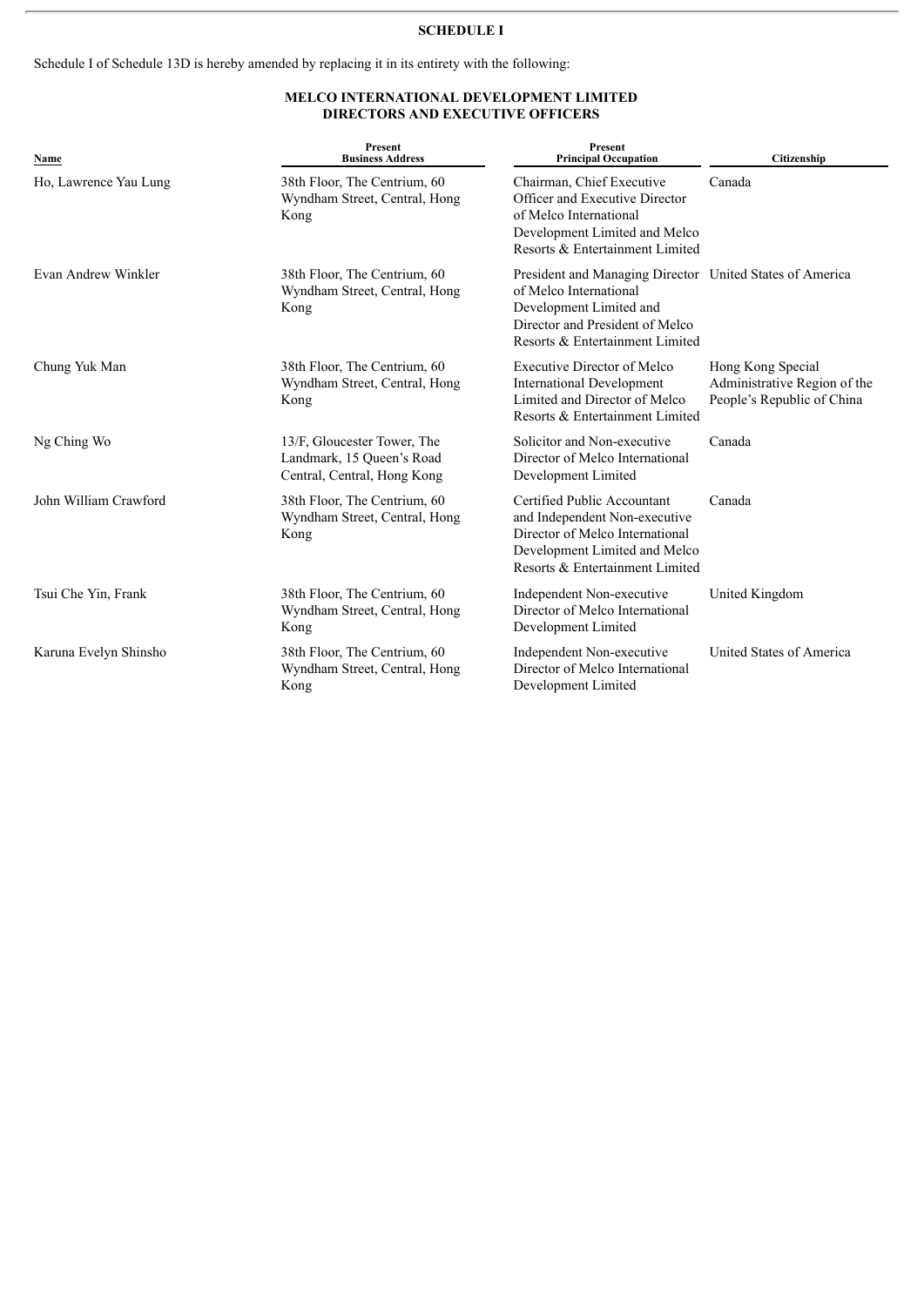**SCHEDULE I**

Schedule I of Schedule 13D is hereby amended by replacing it in its entirety with the following:

**MELCO INTERNATIONAL DEVELOPMENT LIMITED**
**DIRECTORS AND EXECUTIVE OFFICERS**

| Name | Present Business Address | Present Principal Occupation | Citizenship |
|---|---|---|---|
| Ho, Lawrence Yau Lung | 38th Floor, The Centrium, 60 Wyndham Street, Central, Hong Kong | Chairman, Chief Executive Officer and Executive Director of Melco International Development Limited and Melco Resorts & Entertainment Limited | Canada |
| Evan Andrew Winkler | 38th Floor, The Centrium, 60 Wyndham Street, Central, Hong Kong | President and Managing Director of Melco International Development Limited and Director and President of Melco Resorts & Entertainment Limited | United States of America |
| Chung Yuk Man | 38th Floor, The Centrium, 60 Wyndham Street, Central, Hong Kong | Executive Director of Melco International Development Limited and Director of Melco Resorts & Entertainment Limited | Hong Kong Special Administrative Region of the People's Republic of China |
| Ng Ching Wo | 13/F, Gloucester Tower, The Landmark, 15 Queen's Road Central, Central, Hong Kong | Solicitor and Non-executive Director of Melco International Development Limited | Canada |
| John William Crawford | 38th Floor, The Centrium, 60 Wyndham Street, Central, Hong Kong | Certified Public Accountant and Independent Non-executive Director of Melco International Development Limited and Melco Resorts & Entertainment Limited | Canada |
| Tsui Che Yin, Frank | 38th Floor, The Centrium, 60 Wyndham Street, Central, Hong Kong | Independent Non-executive Director of Melco International Development Limited | United Kingdom |
| Karuna Evelyn Shinsho | 38th Floor, The Centrium, 60 Wyndham Street, Central, Hong Kong | Independent Non-executive Director of Melco International Development Limited | United States of America |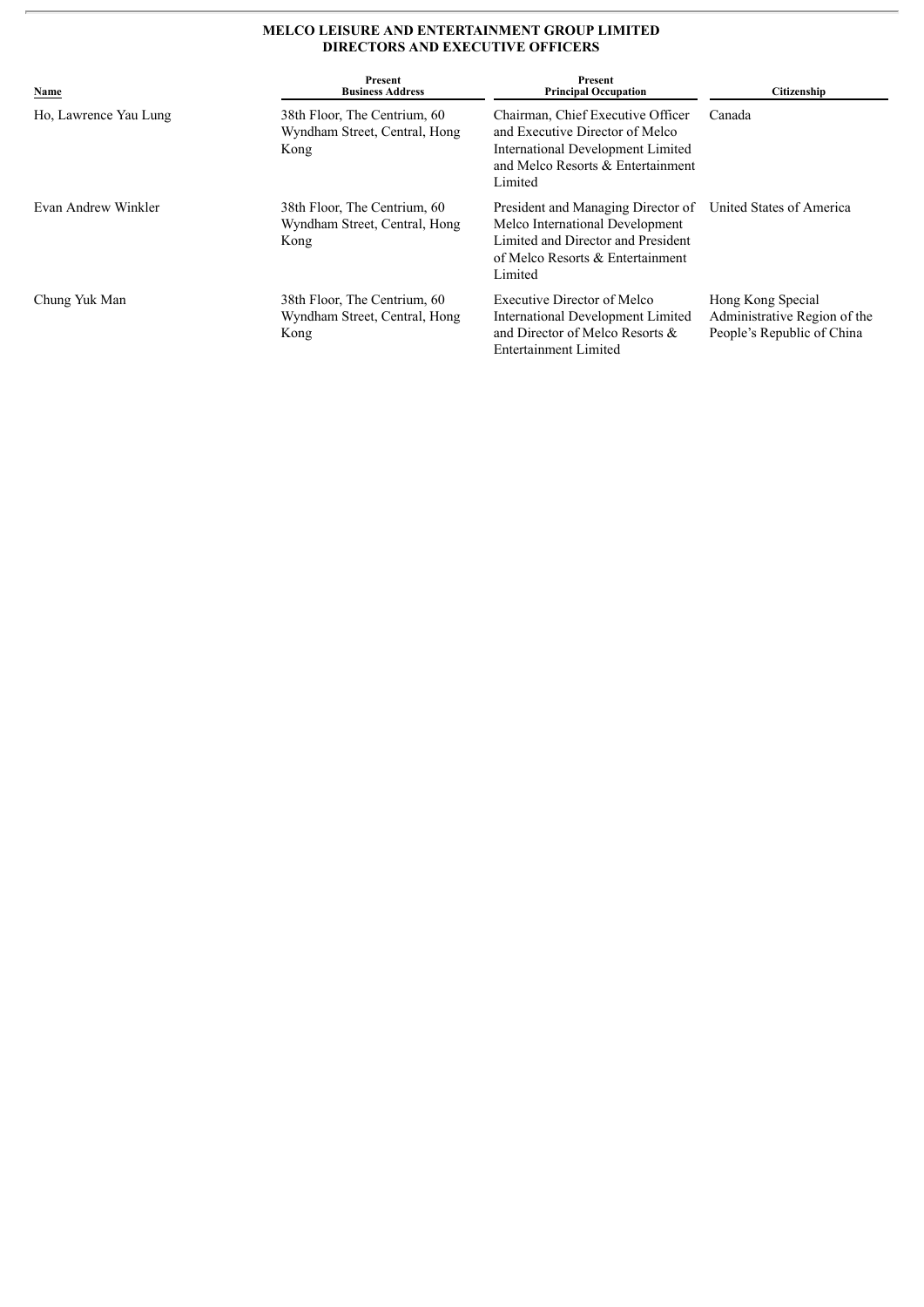**MELCO LEISURE AND ENTERTAINMENT GROUP LIMITED**
**DIRECTORS AND EXECUTIVE OFFICERS**

| Name | Present Business Address | Present Principal Occupation | Citizenship |
| --- | --- | --- | --- |
| Ho, Lawrence Yau Lung | 38th Floor, The Centrium, 60 Wyndham Street, Central, Hong Kong | Chairman, Chief Executive Officer and Executive Director of Melco International Development Limited and Melco Resorts & Entertainment Limited | Canada |
| Evan Andrew Winkler | 38th Floor, The Centrium, 60 Wyndham Street, Central, Hong Kong | President and Managing Director of Melco International Development Limited and Director and President of Melco Resorts & Entertainment Limited | United States of America |
| Chung Yuk Man | 38th Floor, The Centrium, 60 Wyndham Street, Central, Hong Kong | Executive Director of Melco International Development Limited and Director of Melco Resorts & Entertainment Limited | Hong Kong Special Administrative Region of the People's Republic of China |